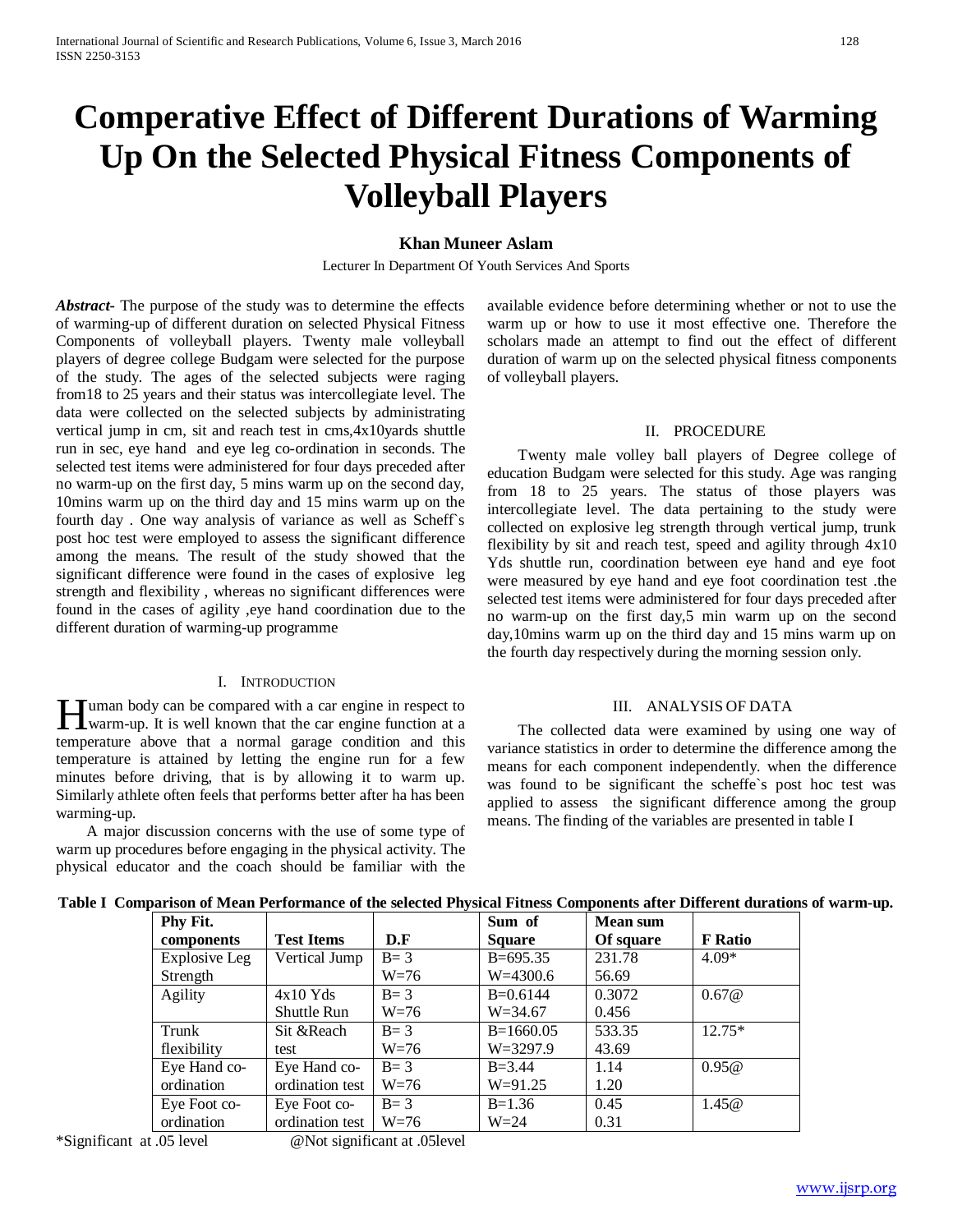# Comperative Effect of Different Durations of Warming Up On the Selected Physical Fitness Components of Volleyball Players

**Khan Muneer Aslam**

Lecturer In Department Of Youth Services And Sports

***Abstract-*** The purpose of the study was to determine the effects of warming-up of different duration on selected Physical Fitness Components of volleyball players. Twenty male volleyball players of degree college Budgam were selected for the purpose of the study. The ages of the selected subjects were raging from18 to 25 years and their status was intercollegiate level. The data were collected on the selected subjects by administrating vertical jump in cm, sit and reach test in cms,4x10yards shuttle run in sec, eye hand and eye leg co-ordination in seconds. The selected test items were administered for four days preceded after no warm-up on the first day, 5 mins warm up on the second day, 10mins warm up on the third day and 15 mins warm up on the fourth day . One way analysis of variance as well as Scheff`s post hoc test were employed to assess the significant difference among the means. The result of the study showed that the significant difference were found in the cases of explosive leg strength and flexibility , whereas no significant differences were found in the cases of agility ,eye hand coordination due to the different duration of warming-up programme

## I. Introduction

Human body can be compared with a car engine in respect to warm-up. It is well known that the car engine function at a temperature above that a normal garage condition and this temperature is attained by letting the engine run for a few minutes before driving, that is by allowing it to warm up. Similarly athlete often feels that performs better after ha has been warming-up.

A major discussion concerns with the use of some type of warm up procedures before engaging in the physical activity. The physical educator and the coach should be familiar with the available evidence before determining whether or not to use the warm up or how to use it most effective one. Therefore the scholars made an attempt to find out the effect of different duration of warm up on the selected physical fitness components of volleyball players.

## II. Procedure

Twenty male volley ball players of Degree college of education Budgam were selected for this study. Age was ranging from 18 to 25 years. The status of those players was intercollegiate level. The data pertaining to the study were collected on explosive leg strength through vertical jump, trunk flexibility by sit and reach test, speed and agility through 4x10 Yds shuttle run, coordination between eye hand and eye foot were measured by eye hand and eye foot coordination test .the selected test items were administered for four days preceded after no warm-up on the first day,5 min warm up on the second day,10mins warm up on the third day and 15 mins warm up on the fourth day respectively during the morning session only.

## III. Analysis of Data

The collected data were examined by using one way of variance statistics in order to determine the difference among the means for each component independently. when the difference was found to be significant the scheffe`s post hoc test was applied to assess the significant difference among the group means. The finding of the variables are presented in table I

**Table I Comparison of Mean Performance of the selected Physical Fitness Components after Different durations of warm-up.**

| Phy Fit. components | Test Items | D.F | Sum of Square | Mean sum Of square | F Ratio |
|---|---|---|---|---|---|
| Explosive Leg Strength | Vertical Jump | B= 3<br>W=76 | B=695.35<br>W=4300.6 | 231.78<br>56.69 | 4.09* |
| Agility | 4x10 Yds Shuttle Run | B= 3<br>W=76 | B=0.6144<br>W=34.67 | 0.3072<br>0.456 | 0.67@ |
| Trunk flexibility | Sit &Reach test | B= 3<br>W=76 | B=1660.05<br>W=3297.9 | 533.35<br>43.69 | 12.75* |
| Eye Hand co-ordination | Eye Hand co-ordination test | B= 3<br>W=76 | B=3.44<br>W=91.25 | 1.14<br>1.20 | 0.95@ |
| Eye Foot co-ordination | Eye Foot co-ordination test | B= 3<br>W=76 | B=1.36<br>W=24 | 0.45<br>0.31 | 1.45@ |

*Significant at .05 level @Not significant at .05level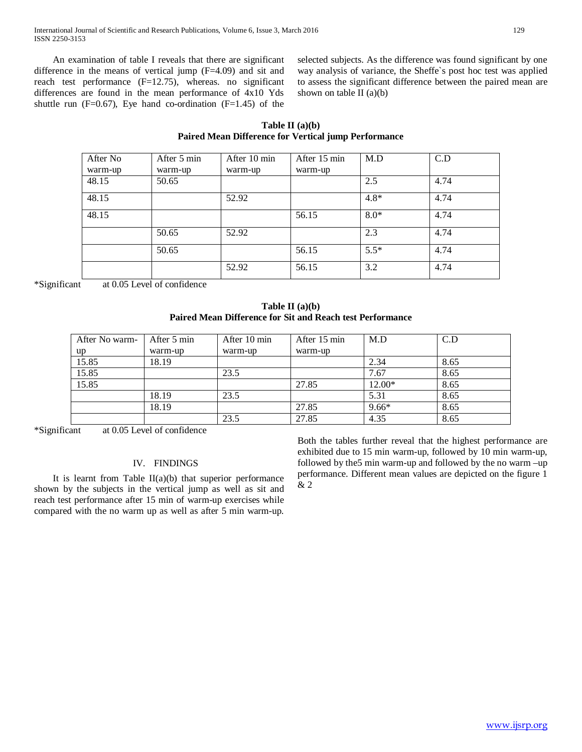An examination of table I reveals that there are significant difference in the means of vertical jump (F=4.09) and sit and reach test performance (F=12.75), whereas. no significant differences are found in the mean performance of 4x10 Yds shuttle run (F=0.67), Eye hand co-ordination (F=1.45) of the selected subjects. As the difference was found significant by one way analysis of variance, the Sheffe`s post hoc test was applied to assess the significant difference between the paired mean are shown on table II (a)(b)

**Table II (a)(b)**
**Paired Mean Difference for Vertical jump Performance**

| After No warm-up | After 5 min warm-up | After 10 min warm-up | After 15 min warm-up | M.D | C.D |
|---|---|---|---|---|---|
| 48.15 | 50.65 | | | 2.5 | 4.74 |
| 48.15 | | 52.92 | | 4.8* | 4.74 |
| 48.15 | | | 56.15 | 8.0* | 4.74 |
| | 50.65 | 52.92 | | 2.3 | 4.74 |
| | 50.65 | | 56.15 | 5.5* | 4.74 |
| | | 52.92 | 56.15 | 3.2 | 4.74 |

*Significant at 0.05 Level of confidence

**Table II (a)(b)**
**Paired Mean Difference for Sit and Reach test Performance**

| After No warm-up | After 5 min warm-up | After 10 min warm-up | After 15 min warm-up | M.D | C.D |
|---|---|---|---|---|---|
| 15.85 | 18.19 | | | 2.34 | 8.65 |
| 15.85 | | 23.5 | | 7.67 | 8.65 |
| 15.85 | | | 27.85 | 12.00* | 8.65 |
| | 18.19 | 23.5 | | 5.31 | 8.65 |
| | 18.19 | | 27.85 | 9.66* | 8.65 |
| | | 23.5 | 27.85 | 4.35 | 8.65 |

*Significant at 0.05 Level of confidence

## IV. FINDINGS

It is learnt from Table II(a)(b) that superior performance shown by the subjects in the vertical jump as well as sit and reach test performance after 15 min of warm-up exercises while compared with the no warm up as well as after 5 min warm-up. Both the tables further reveal that the highest performance are exhibited due to 15 min warm-up, followed by 10 min warm-up, followed by the5 min warm-up and followed by the no warm –up performance. Different mean values are depicted on the figure 1 & 2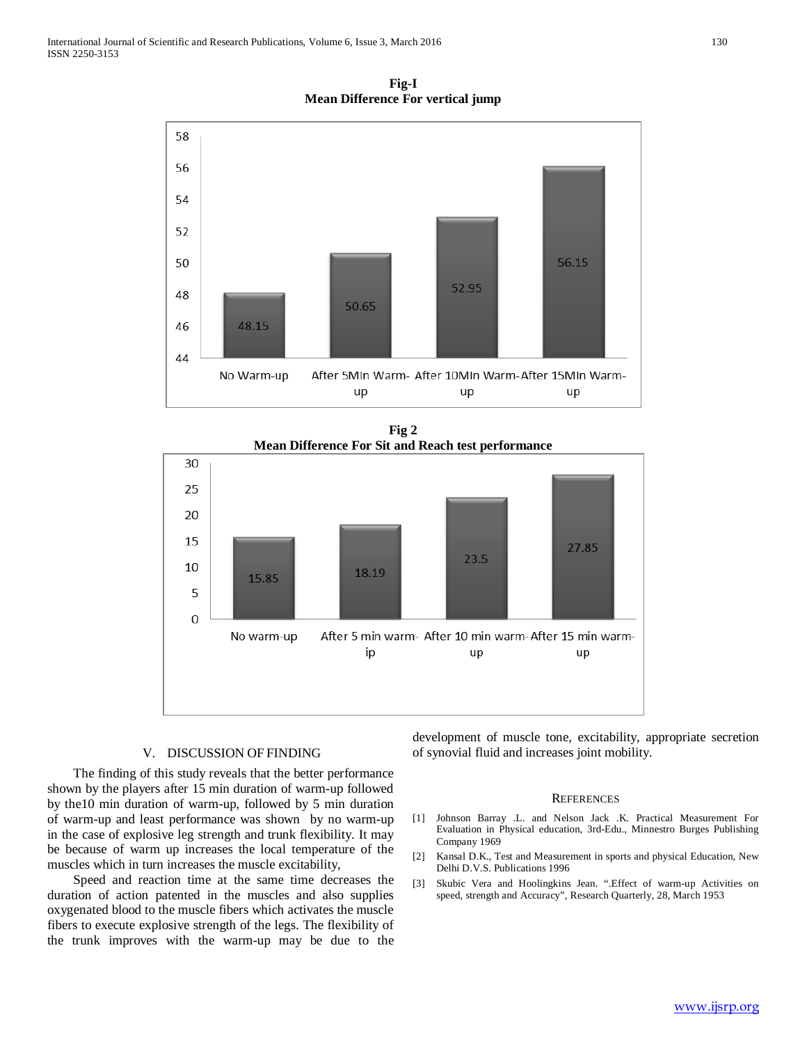**Fig-I**
**Mean Difference For vertical jump**

| | No Warm-up | After 5MIn Warm-up | After 10MIn Warm-up | After 15MIn Warm-up |
|---|---|---|---|---|
| Mean | 48.15 | 50.65 | 52.95 | 56.15 |

**Fig 2**
**Mean Difference For Sit and Reach test performance**

| | No warm-up | After 5 min warm-ip | After 10 min warm-up | After 15 min warm-up |
|---|---|---|---|---|
| Mean | 15.85 | 18.19 | 23.5 | 27.85 |

## V. DISCUSSION OF FINDING

The finding of this study reveals that the better performance shown by the players after 15 min duration of warm-up followed by the10 min duration of warm-up, followed by 5 min duration of warm-up and least performance was shown by no warm-up in the case of explosive leg strength and trunk flexibility. It may be because of warm up increases the local temperature of the muscles which in turn increases the muscle excitability,

Speed and reaction time at the same time decreases the duration of action patented in the muscles and also supplies oxygenated blood to the muscle fibers which activates the muscle fibers to execute explosive strength of the legs. The flexibility of the trunk improves with the warm-up may be due to the development of muscle tone, excitability, appropriate secretion of synovial fluid and increases joint mobility.

## REFERENCES

[1] Johnson Barray .L. and Nelson Jack .K. Practical Measurement For Evaluation in Physical education, 3rd-Edu., Minnestro Burges Publishing Company 1969

[2] Kansal D.K., Test and Measurement in sports and physical Education, New Delhi D.V.S. Publications 1996

[3] Skubic Vera and Hoolingkins Jean. ".Effect of warm-up Activities on speed, strength and Accuracy", Research Quarterly, 28, March 1953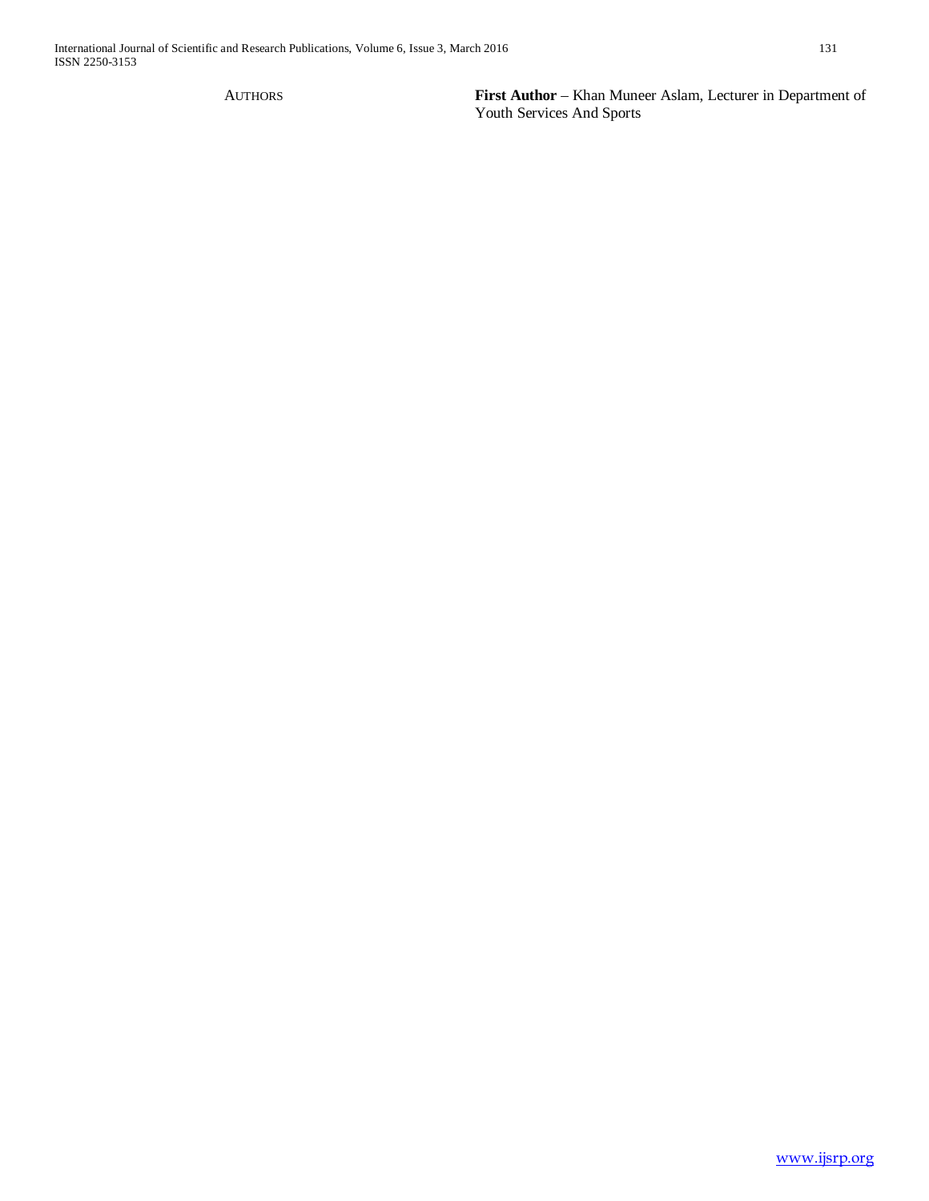Authors

**First Author** – Khan Muneer Aslam, Lecturer in Department of Youth Services And Sports